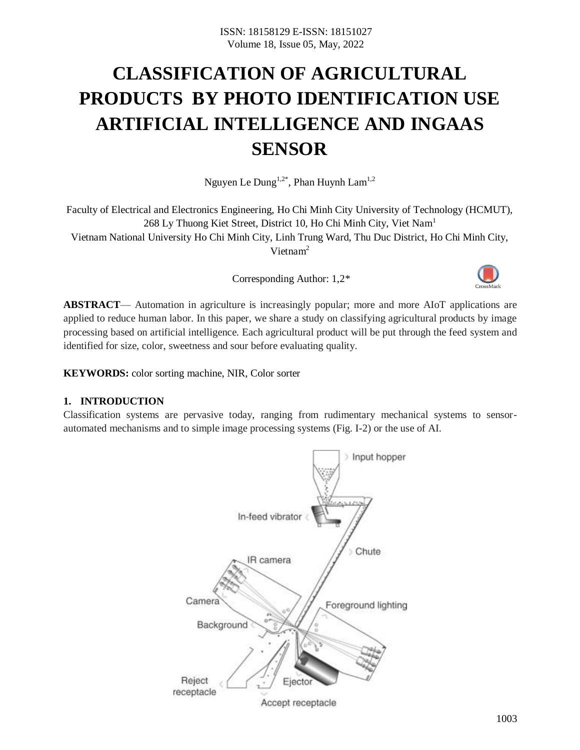# CLASSIFICATION OF AGRICULTURAL PRODUCTS BY PHOTO IDENTIFICATION USE ARTIFICIAL INTELLIGENCE AND INGAAS SENSOR

Nguyen Le Dung[1,2*], Phan Huynh Lam[1,2]

Faculty of Electrical and Electronics Engineering, Ho Chi Minh City University of Technology (HCMUT), 268 Ly Thuong Kiet Street, District 10, Ho Chi Minh City, Viet Nam[1]

Vietnam National University Ho Chi Minh City, Linh Trung Ward, Thu Duc District, Ho Chi Minh City, Vietnam[2]

Corresponding Author: 1,2*

**ABSTRACT**— Automation in agriculture is increasingly popular; more and more AIoT applications are applied to reduce human labor. In this paper, we share a study on classifying agricultural products by image processing based on artificial intelligence. Each agricultural product will be put through the feed system and identified for size, color, sweetness and sour before evaluating quality.

**KEYWORDS:** color sorting machine, NIR, Color sorter

## 1. INTRODUCTION

Classification systems are pervasive today, ranging from rudimentary mechanical systems to sensor-automated mechanisms and to simple image processing systems (Fig. I-2) or the use of AI.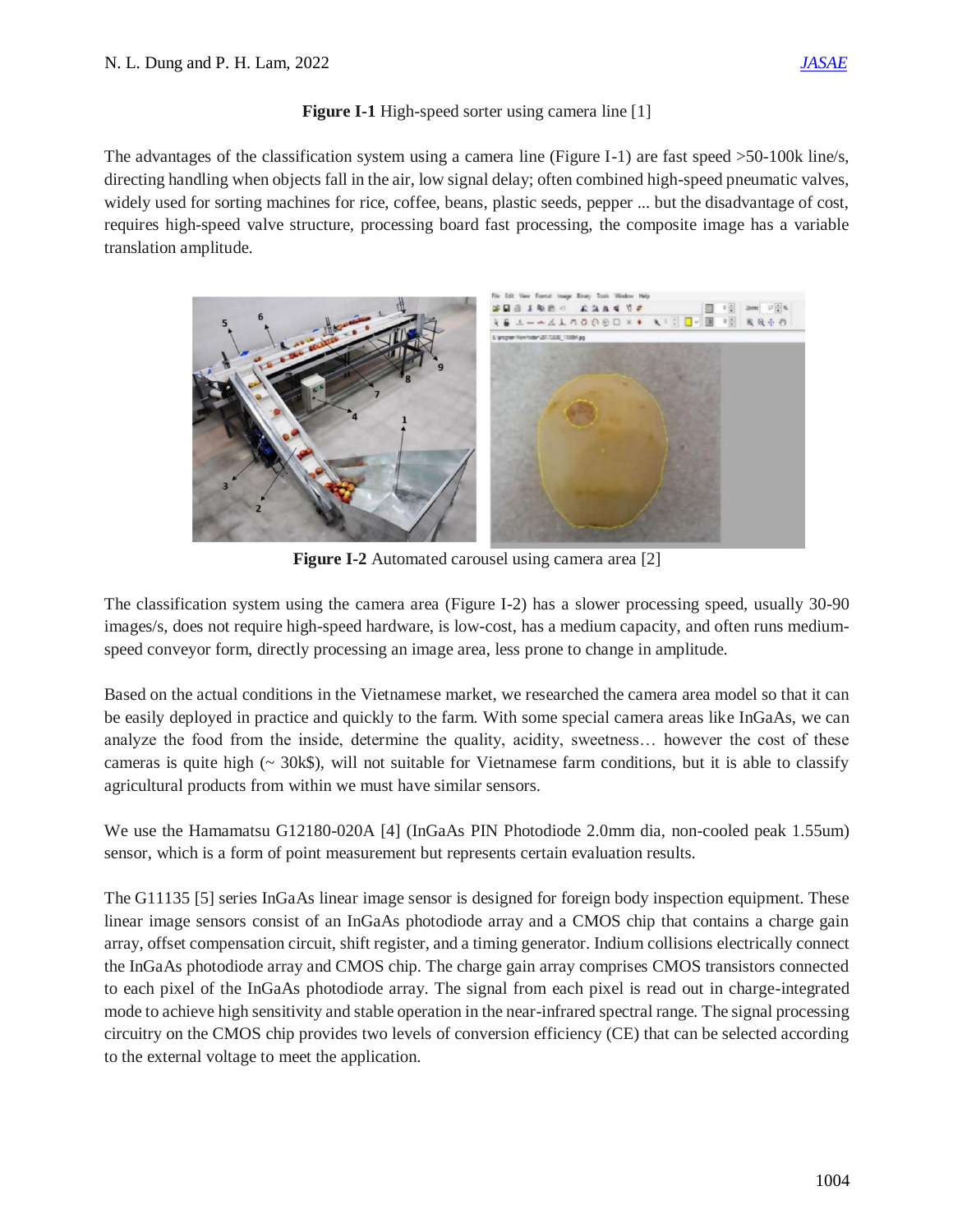**Figure I-1** High-speed sorter using camera line [1]

The advantages of the classification system using a camera line (Figure I-1) are fast speed >50-100k line/s, directing handling when objects fall in the air, low signal delay; often combined high-speed pneumatic valves, widely used for sorting machines for rice, coffee, beans, plastic seeds, pepper ... but the disadvantage of cost, requires high-speed valve structure, processing board fast processing, the composite image has a variable translation amplitude.

**Figure I-2** Automated carousel using camera area [2]

The classification system using the camera area (Figure I-2) has a slower processing speed, usually 30-90 images/s, does not require high-speed hardware, is low-cost, has a medium capacity, and often runs medium-speed conveyor form, directly processing an image area, less prone to change in amplitude.

Based on the actual conditions in the Vietnamese market, we researched the camera area model so that it can be easily deployed in practice and quickly to the farm. With some special camera areas like InGaAs, we can analyze the food from the inside, determine the quality, acidity, sweetness… however the cost of these cameras is quite high (~ 30k$), will not suitable for Vietnamese farm conditions, but it is able to classify agricultural products from within we must have similar sensors.

We use the Hamamatsu G12180-020A [4] (InGaAs PIN Photodiode 2.0mm dia, non-cooled peak 1.55um) sensor, which is a form of point measurement but represents certain evaluation results.

The G11135 [5] series InGaAs linear image sensor is designed for foreign body inspection equipment. These linear image sensors consist of an InGaAs photodiode array and a CMOS chip that contains a charge gain array, offset compensation circuit, shift register, and a timing generator. Indium collisions electrically connect the InGaAs photodiode array and CMOS chip. The charge gain array comprises CMOS transistors connected to each pixel of the InGaAs photodiode array. The signal from each pixel is read out in charge-integrated mode to achieve high sensitivity and stable operation in the near-infrared spectral range. The signal processing circuitry on the CMOS chip provides two levels of conversion efficiency (CE) that can be selected according to the external voltage to meet the application.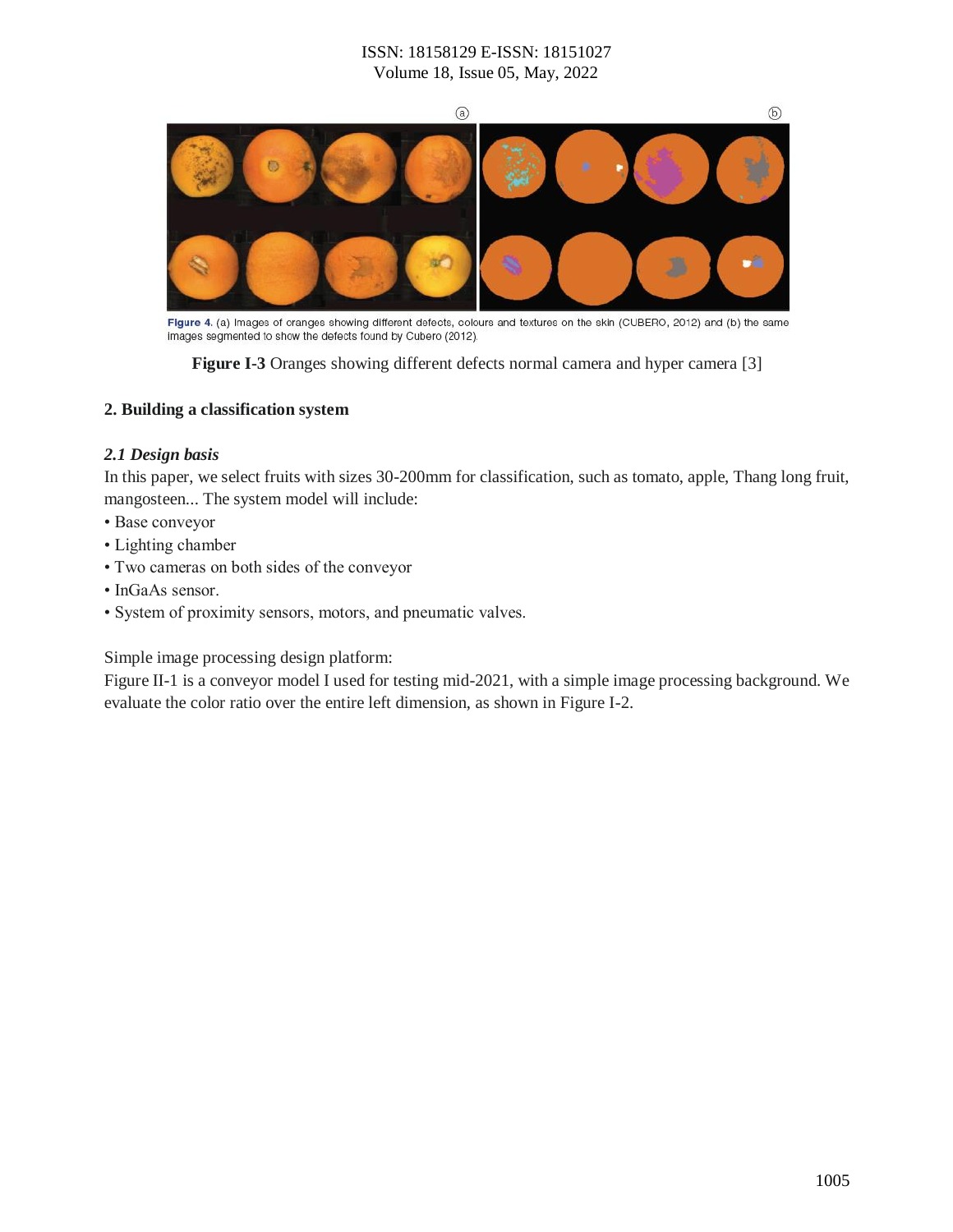Figure 4. (a) Images of oranges showing different defects, colours and textures on the skin (CUBERO, 2012) and (b) the same images segmented to show the defects found by Cubero (2012).

**Figure I-3** Oranges showing different defects normal camera and hyper camera [3]

## 2. Building a classification system

### *2.1 Design basis*

In this paper, we select fruits with sizes 30-200mm for classification, such as tomato, apple, Thang long fruit, mangosteen... The system model will include:

- Base conveyor
- Lighting chamber
- Two cameras on both sides of the conveyor
- InGaAs sensor.
- System of proximity sensors, motors, and pneumatic valves.

Simple image processing design platform:

Figure II-1 is a conveyor model I used for testing mid-2021, with a simple image processing background. We evaluate the color ratio over the entire left dimension, as shown in Figure I-2.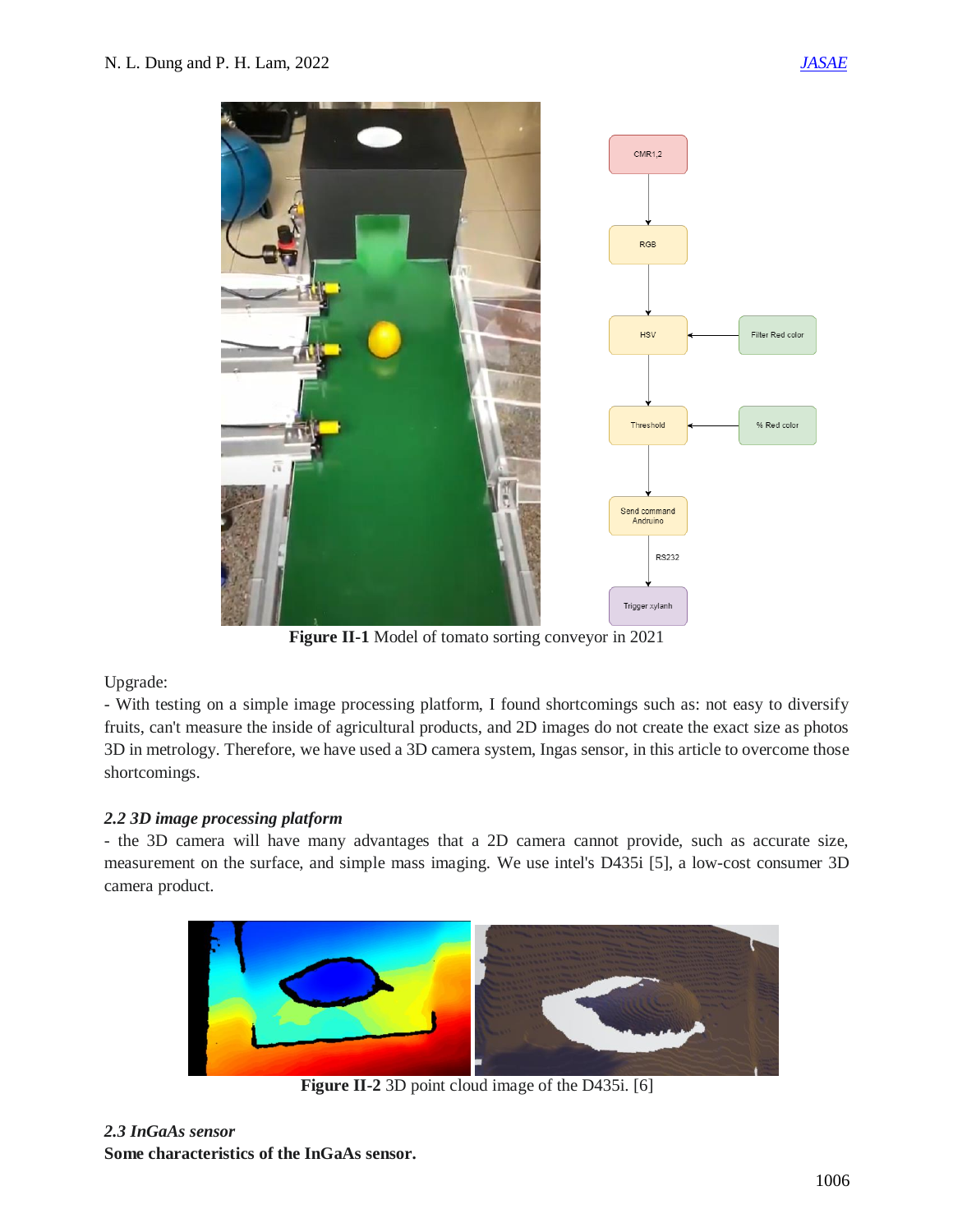Figure II-1 Model of tomato sorting conveyor in 2021

Upgrade:

- With testing on a simple image processing platform, I found shortcomings such as: not easy to diversify fruits, can't measure the inside of agricultural products, and 2D images do not create the exact size as photos 3D in metrology. Therefore, we have used a 3D camera system, Ingas sensor, in this article to overcome those shortcomings.

### *2.2 3D image processing platform*

- the 3D camera will have many advantages that a 2D camera cannot provide, such as accurate size, measurement on the surface, and simple mass imaging. We use intel's D435i [5], a low-cost consumer 3D camera product.

**Figure II-2** 3D point cloud image of the D435i. [6]

### *2.3 InGaAs sensor*

**Some characteristics of the InGaAs sensor.**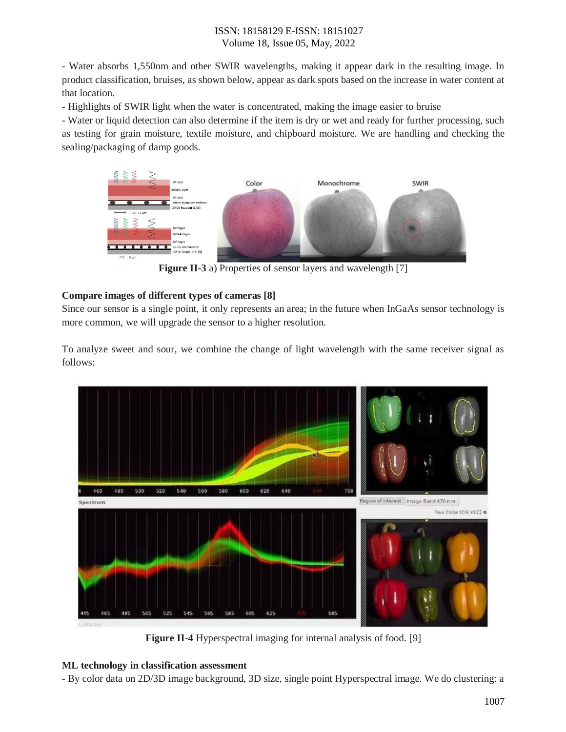- Water absorbs 1,550nm and other SWIR wavelengths, making it appear dark in the resulting image. In product classification, bruises, as shown below, appear as dark spots based on the increase in water content at that location.

- Highlights of SWIR light when the water is concentrated, making the image easier to bruise

- Water or liquid detection can also determine if the item is dry or wet and ready for further processing, such as testing for grain moisture, textile moisture, and chipboard moisture. We are handling and checking the sealing/packaging of damp goods.

**Figure II-3** a) Properties of sensor layers and wavelength [7]

**Compare images of different types of cameras [8]**

Since our sensor is a single point, it only represents an area; in the future when InGaAs sensor technology is more common, we will upgrade the sensor to a higher resolution.

To analyze sweet and sour, we combine the change of light wavelength with the same receiver signal as follows:

**Figure II-4** Hyperspectral imaging for internal analysis of food. [9]

**ML technology in classification assessment**

- By color data on 2D/3D image background, 3D size, single point Hyperspectral image. We do clustering: a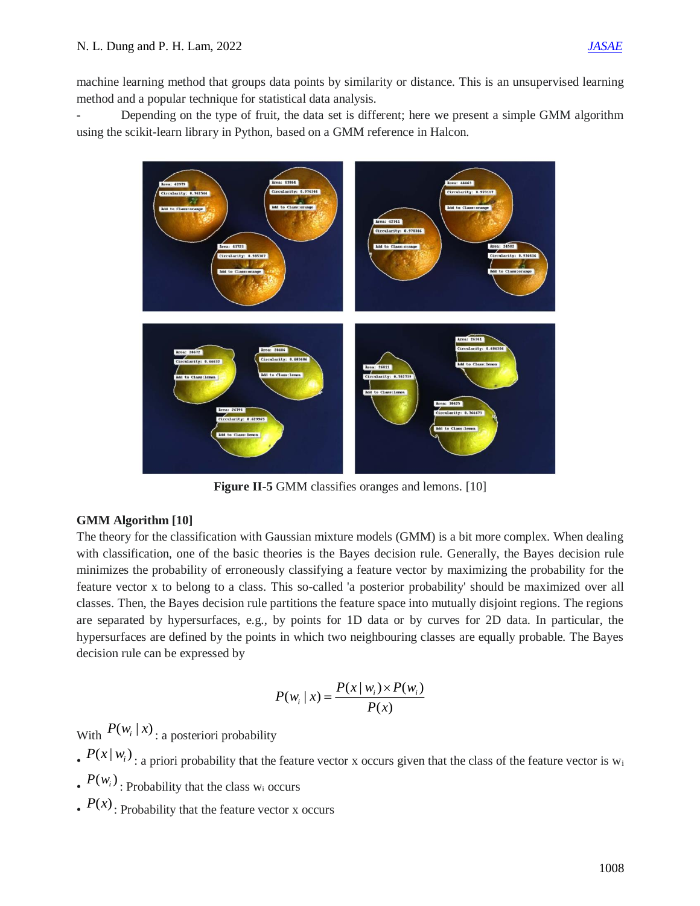machine learning method that groups data points by similarity or distance. This is an unsupervised learning method and a popular technique for statistical data analysis.

- Depending on the type of fruit, the data set is different; here we present a simple GMM algorithm using the scikit-learn library in Python, based on a GMM reference in Halcon.

**Figure II-5** GMM classifies oranges and lemons. [10]

**GMM Algorithm [10]**

The theory for the classification with Gaussian mixture models (GMM) is a bit more complex. When dealing with classification, one of the basic theories is the Bayes decision rule. Generally, the Bayes decision rule minimizes the probability of erroneously classifying a feature vector by maximizing the probability for the feature vector x to belong to a class. This so-called 'a posterior probability' should be maximized over all classes. Then, the Bayes decision rule partitions the feature space into mutually disjoint regions. The regions are separated by hypersurfaces, e.g., by points for 1D data or by curves for 2D data. In particular, the hypersurfaces are defined by the points in which two neighbouring classes are equally probable. The Bayes decision rule can be expressed by

$$P(w_i \mid x) = \frac{P(x \mid w_i) \times P(w_i)}{P(x)}$$

With $P(w_i \mid x)$: a posteriori probability

- $P(x \mid w_i)$: a priori probability that the feature vector x occurs given that the class of the feature vector is $w_i$
- $P(w_i)$: Probability that the class $w_i$ occurs
- $P(x)$: Probability that the feature vector x occurs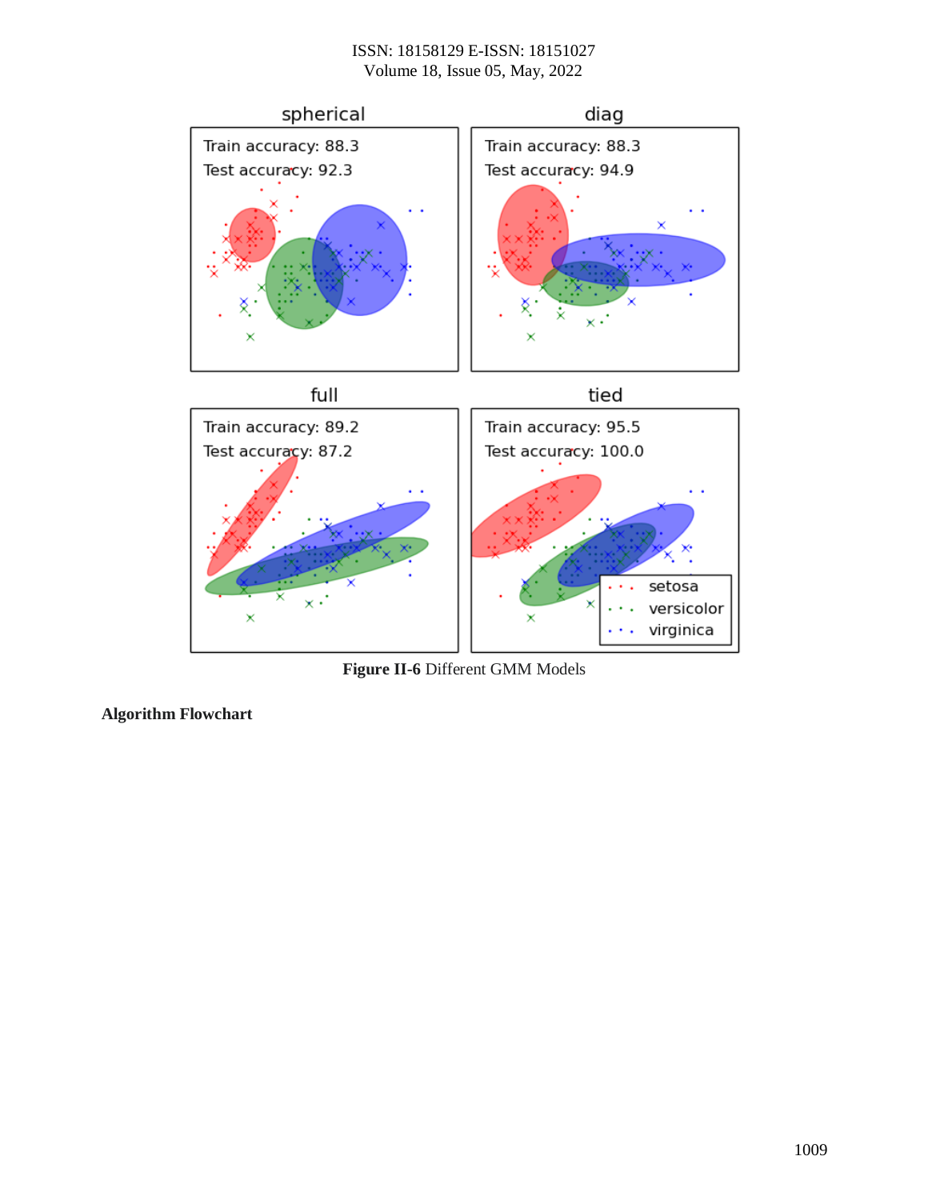**Figure II-6** Different GMM Models

**Algorithm Flowchart**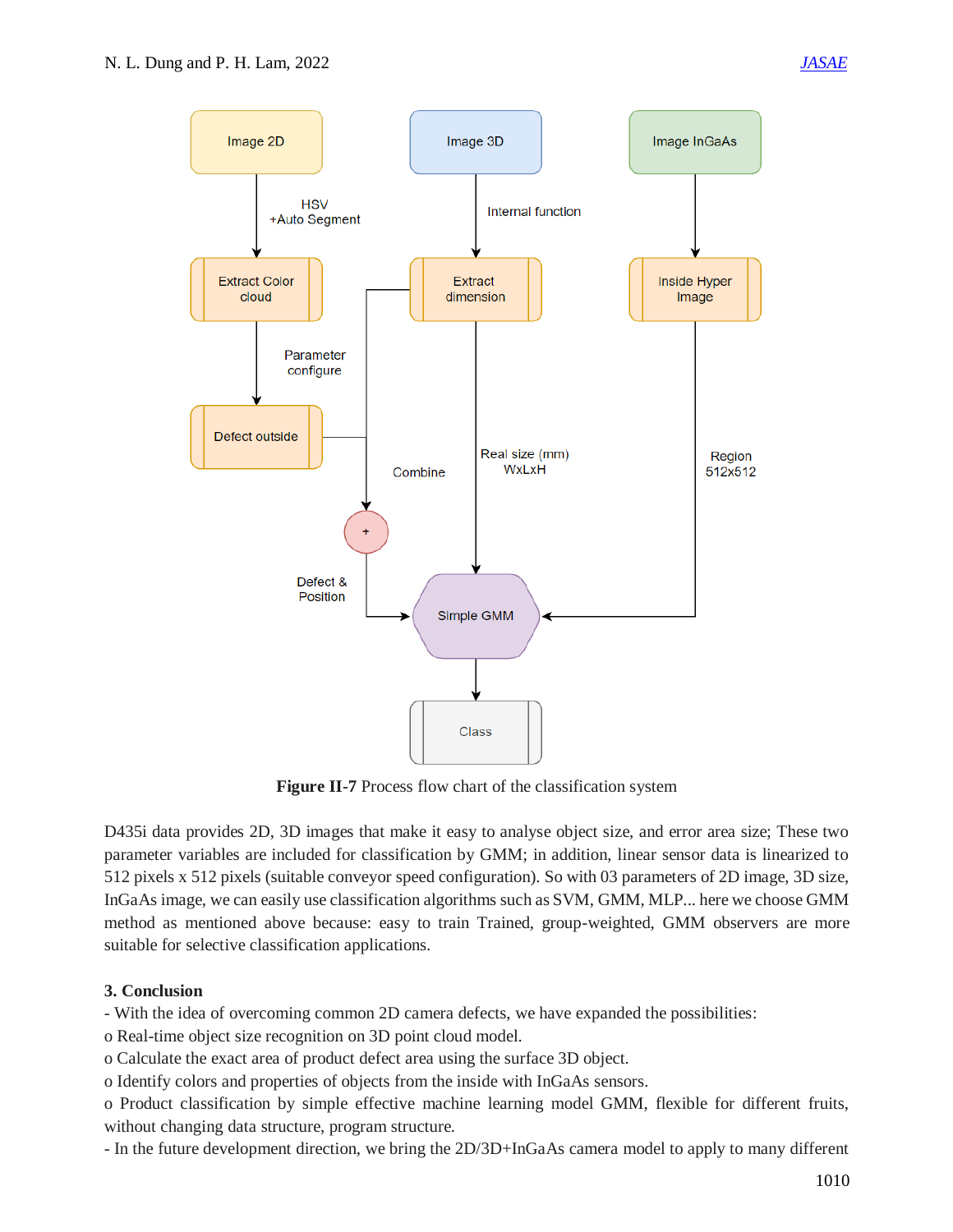**Figure II-7** Process flow chart of the classification system

D435i data provides 2D, 3D images that make it easy to analyse object size, and error area size; These two parameter variables are included for classification by GMM; in addition, linear sensor data is linearized to 512 pixels x 512 pixels (suitable conveyor speed configuration). So with 03 parameters of 2D image, 3D size, InGaAs image, we can easily use classification algorithms such as SVM, GMM, MLP... here we choose GMM method as mentioned above because: easy to train Trained, group-weighted, GMM observers are more suitable for selective classification applications.

**3. Conclusion**

- With the idea of overcoming common 2D camera defects, we have expanded the possibilities:
  - o Real-time object size recognition on 3D point cloud model.
  - o Calculate the exact area of product defect area using the surface 3D object.
  - o Identify colors and properties of objects from the inside with InGaAs sensors.
  - o Product classification by simple effective machine learning model GMM, flexible for different fruits, without changing data structure, program structure.
- In the future development direction, we bring the 2D/3D+InGaAs camera model to apply to many different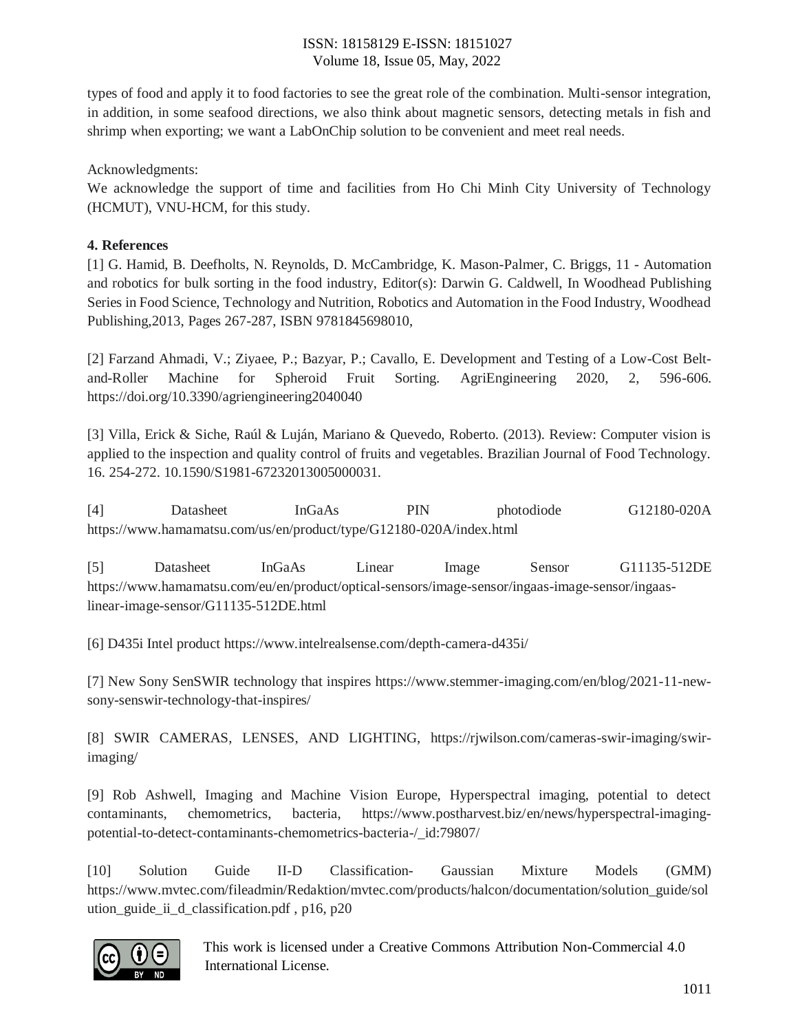types of food and apply it to food factories to see the great role of the combination. Multi-sensor integration, in addition, in some seafood directions, we also think about magnetic sensors, detecting metals in fish and shrimp when exporting; we want a LabOnChip solution to be convenient and meet real needs.

Acknowledgments:

We acknowledge the support of time and facilities from Ho Chi Minh City University of Technology (HCMUT), VNU-HCM, for this study.

## 4. References

[1] G. Hamid, B. Deefholts, N. Reynolds, D. McCambridge, K. Mason-Palmer, C. Briggs, 11 - Automation and robotics for bulk sorting in the food industry, Editor(s): Darwin G. Caldwell, In Woodhead Publishing Series in Food Science, Technology and Nutrition, Robotics and Automation in the Food Industry, Woodhead Publishing,2013, Pages 267-287, ISBN 9781845698010,

[2] Farzand Ahmadi, V.; Ziyaee, P.; Bazyar, P.; Cavallo, E. Development and Testing of a Low-Cost Belt-and-Roller Machine for Spheroid Fruit Sorting. AgriEngineering 2020, 2, 596-606. https://doi.org/10.3390/agriengineering2040040

[3] Villa, Erick & Siche, Raúl & Luján, Mariano & Quevedo, Roberto. (2013). Review: Computer vision is applied to the inspection and quality control of fruits and vegetables. Brazilian Journal of Food Technology. 16. 254-272. 10.1590/S1981-67232013005000031.

[4] Datasheet InGaAs PIN photodiode G12180-020A https://www.hamamatsu.com/us/en/product/type/G12180-020A/index.html

[5] Datasheet InGaAs Linear Image Sensor G11135-512DE https://www.hamamatsu.com/eu/en/product/optical-sensors/image-sensor/ingaas-image-sensor/ingaas-linear-image-sensor/G11135-512DE.html

[6] D435i Intel product https://www.intelrealsense.com/depth-camera-d435i/

[7] New Sony SenSWIR technology that inspires https://www.stemmer-imaging.com/en/blog/2021-11-new-sony-senswir-technology-that-inspires/

[8] SWIR CAMERAS, LENSES, AND LIGHTING, https://rjwilson.com/cameras-swir-imaging/swir-imaging/

[9] Rob Ashwell, Imaging and Machine Vision Europe, Hyperspectral imaging, potential to detect contaminants, chemometrics, bacteria, https://www.postharvest.biz/en/news/hyperspectral-imaging-potential-to-detect-contaminants-chemometrics-bacteria-/_id:79807/

[10] Solution Guide II-D Classification- Gaussian Mixture Models (GMM) https://www.mvtec.com/fileadmin/Redaktion/mvtec.com/products/halcon/documentation/solution_guide/solution_guide_ii_d_classification.pdf , p16, p20

This work is licensed under a Creative Commons Attribution Non-Commercial 4.0 International License.